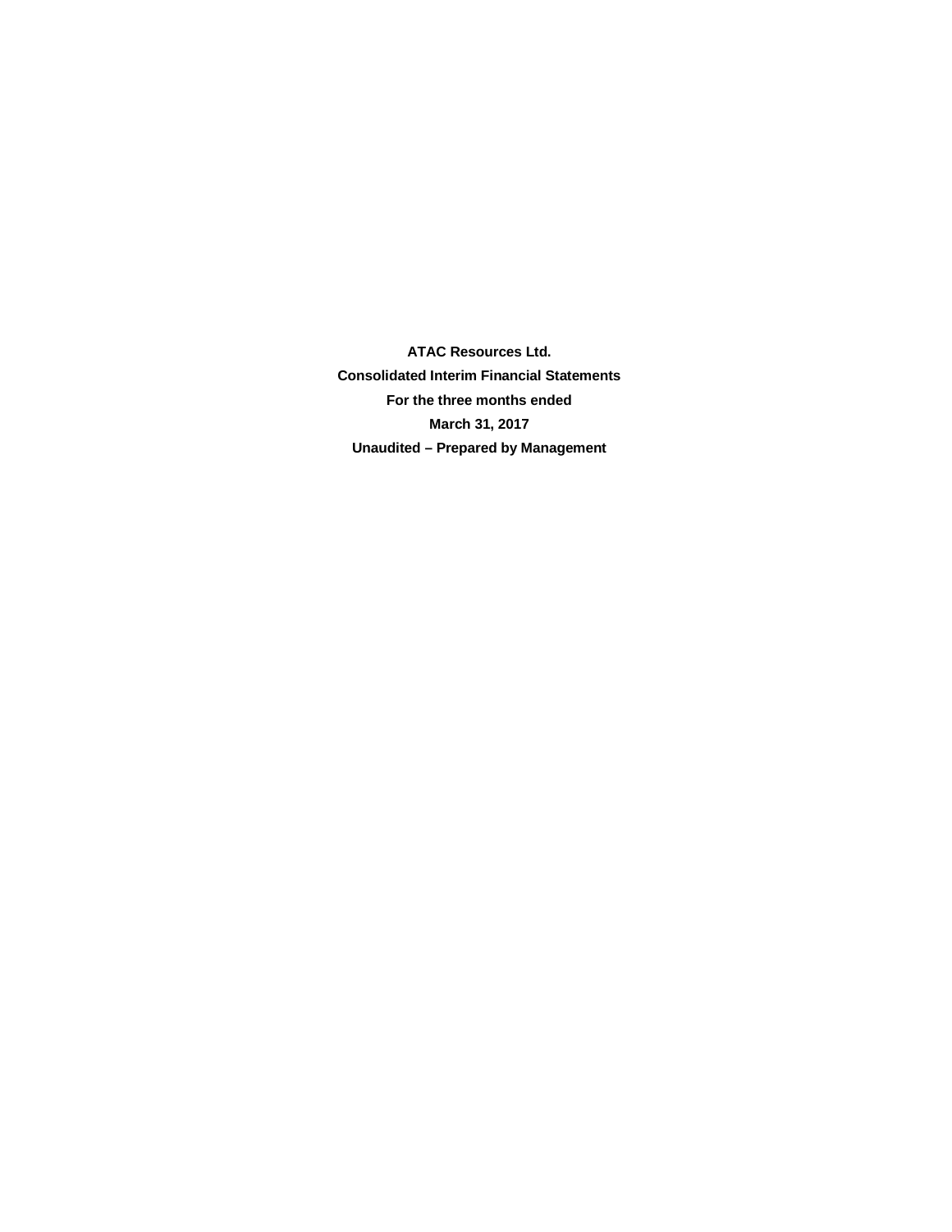**ATAC Resources Ltd.**

**Consolidated Interim Financial Statements**

**For the three months ended**

**March 31, 2017**

**Unaudited – Prepared by Management**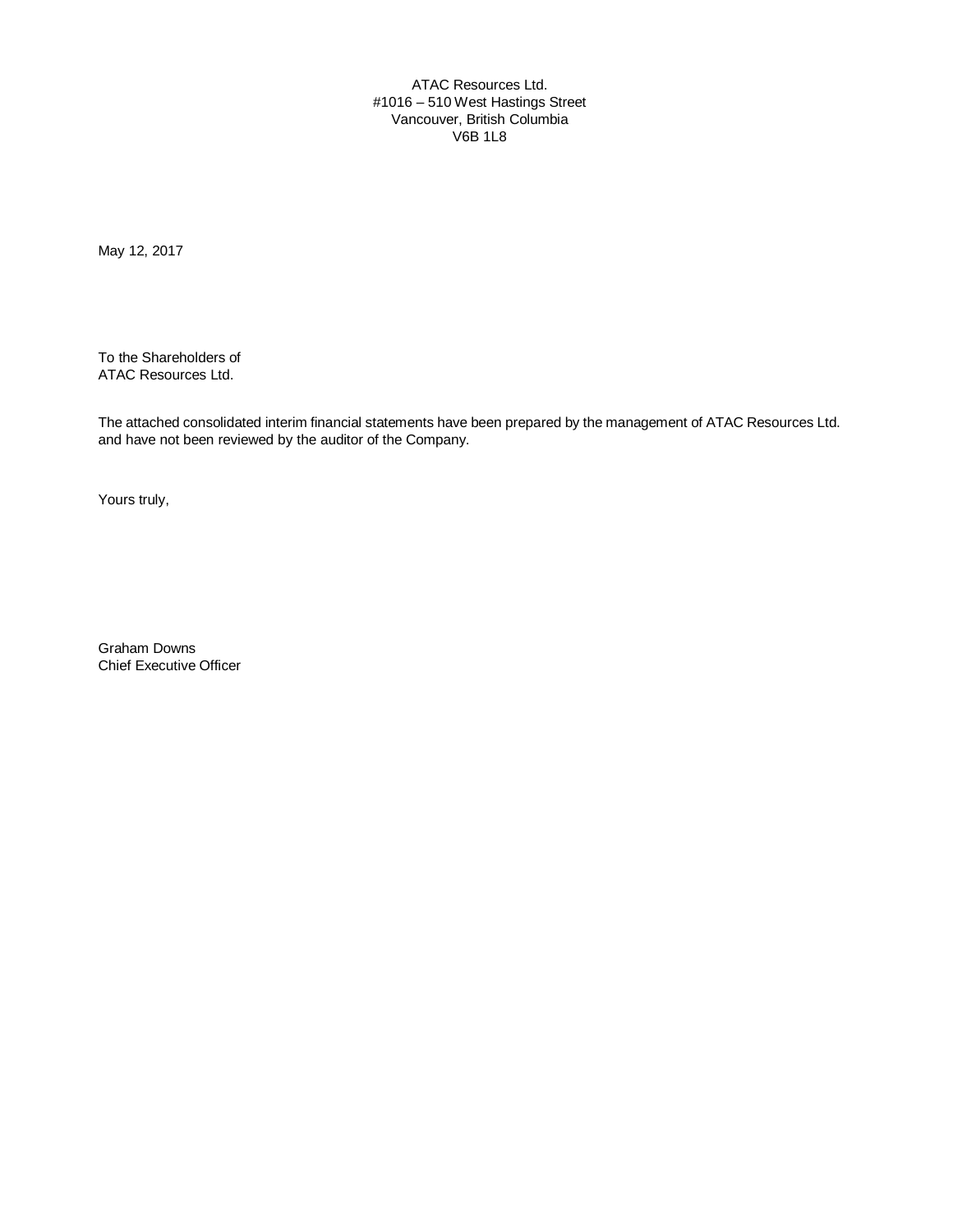ATAC Resources Ltd.
#1016 – 510 West Hastings Street
Vancouver, British Columbia
V6B 1L8

May 12, 2017

To the Shareholders of
ATAC Resources Ltd.

The attached consolidated interim financial statements have been prepared by the management of ATAC Resources Ltd. and have not been reviewed by the auditor of the Company.

Yours truly,

Graham Downs
Chief Executive Officer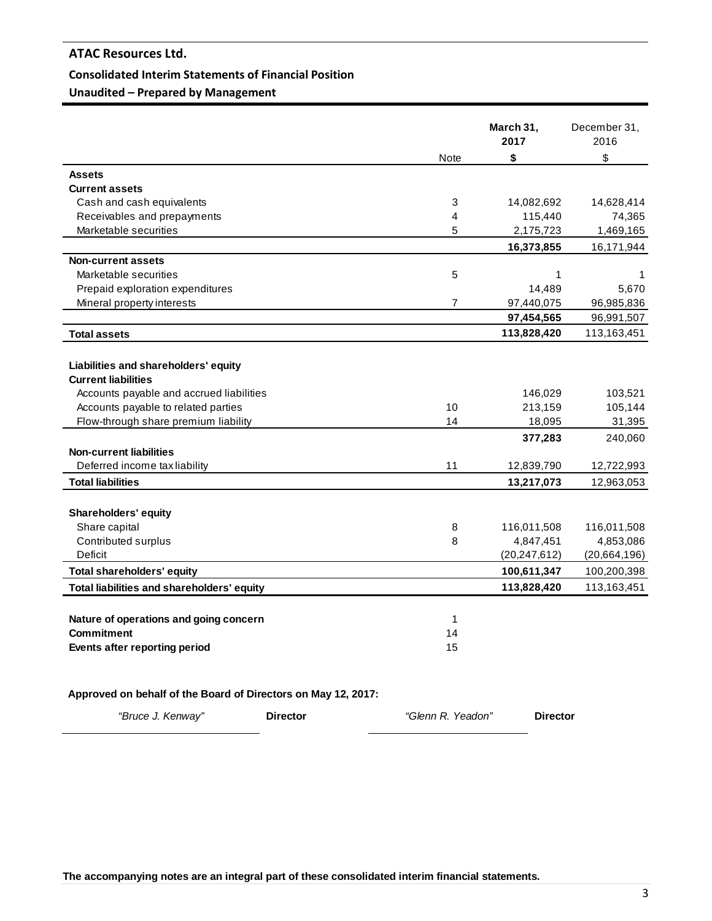# ATAC Resources Ltd.

## Consolidated Interim Statements of Financial Position

### Unaudited – Prepared by Management

| | Note | March 31, 2017 $ | December 31, 2016 $ |
|---|---|---|---|
| **Assets** | | | |
| **Current assets** | | | |
| Cash and cash equivalents | 3 | 14,082,692 | 14,628,414 |
| Receivables and prepayments | 4 | 115,440 | 74,365 |
| Marketable securities | 5 | 2,175,723 | 1,469,165 |
| | | **16,373,855** | 16,171,944 |
| **Non-current assets** | | | |
| Marketable securities | 5 | 1 | 1 |
| Prepaid exploration expenditures | | 14,489 | 5,670 |
| Mineral property interests | 7 | 97,440,075 | 96,985,836 |
| | | **97,454,565** | 96,991,507 |
| **Total assets** | | **113,828,420** | 113,163,451 |
| | | | |
| **Liabilities and shareholders' equity** | | | |
| **Current liabilities** | | | |
| Accounts payable and accrued liabilities | | 146,029 | 103,521 |
| Accounts payable to related parties | 10 | 213,159 | 105,144 |
| Flow-through share premium liability | 14 | 18,095 | 31,395 |
| | | **377,283** | 240,060 |
| **Non-current liabilities** | | | |
| Deferred income tax liability | 11 | 12,839,790 | 12,722,993 |
| **Total liabilities** | | **13,217,073** | 12,963,053 |
| | | | |
| **Shareholders' equity** | | | |
| Share capital | 8 | 116,011,508 | 116,011,508 |
| Contributed surplus | 8 | 4,847,451 | 4,853,086 |
| Deficit | | (20,247,612) | (20,664,196) |
| **Total shareholders' equity** | | **100,611,347** | 100,200,398 |
| **Total liabilities and shareholders' equity** | | **113,828,420** | 113,163,451 |
| | | | |
| **Nature of operations and going concern** | 1 | | |
| **Commitment** | 14 | | |
| **Events after reporting period** | 15 | | |

**Approved on behalf of the Board of Directors on May 12, 2017:**

*"Bruce J. Kenway"* **Director** *"Glenn R. Yeadon"* **Director**

**The accompanying notes are an integral part of these consolidated interim financial statements.**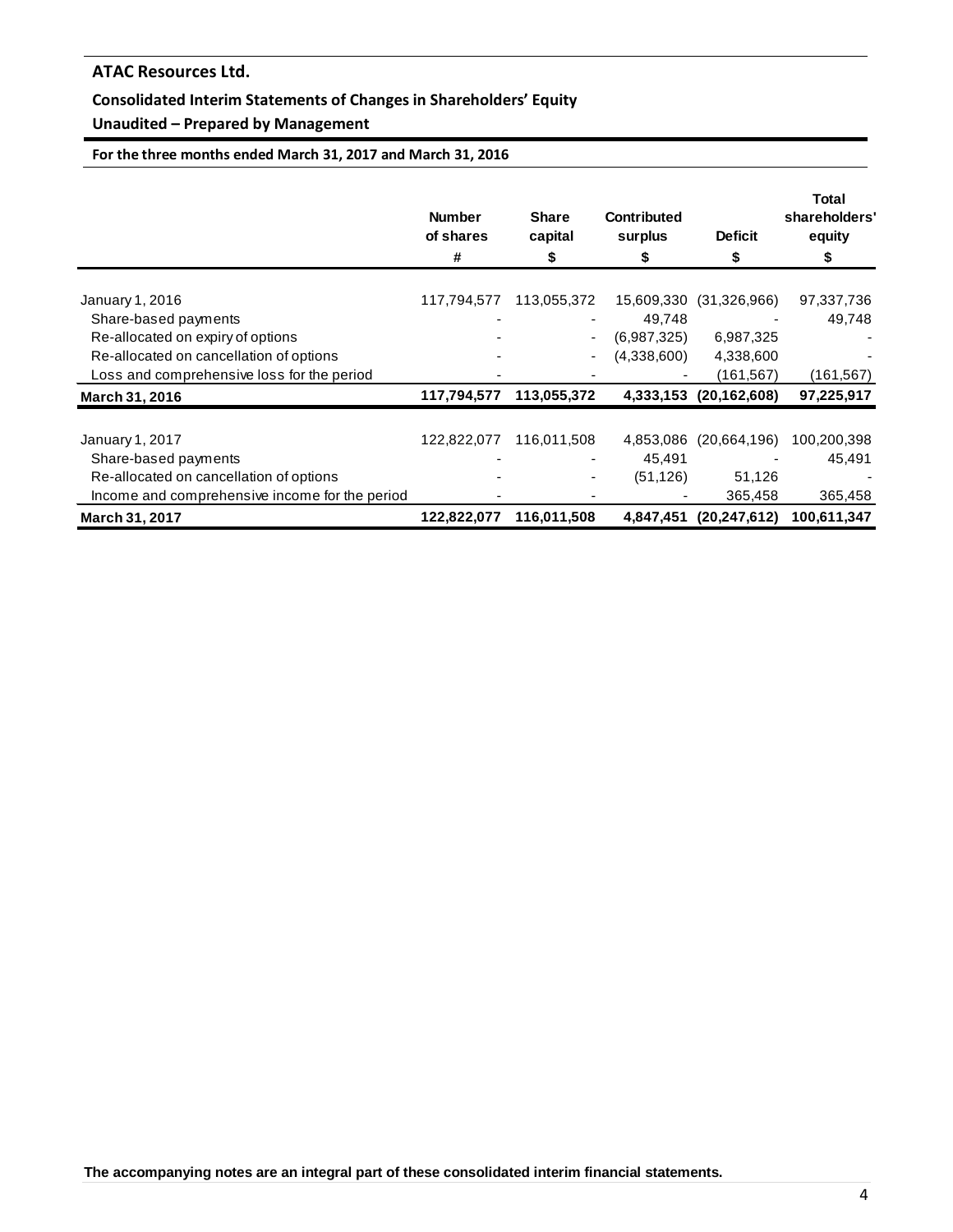# ATAC Resources Ltd.

## Consolidated Interim Statements of Changes in Shareholders' Equity

### Unaudited – Prepared by Management

**For the three months ended March 31, 2017 and March 31, 2016**

| | Number of shares | Share capital | Contributed surplus | Deficit | Total shareholders' equity |
|---|---|---|---|---|---|
| | # | $ | $ | $ | $ |
| January 1, 2016 | 117,794,577 | 113,055,372 | 15,609,330 | (31,326,966) | 97,337,736 |
| Share-based payments | - | - | 49,748 | - | 49,748 |
| Re-allocated on expiry of options | - | - | (6,987,325) | 6,987,325 | - |
| Re-allocated on cancellation of options | - | - | (4,338,600) | 4,338,600 | - |
| Loss and comprehensive loss for the period | - | - | - | (161,567) | (161,567) |
| **March 31, 2016** | **117,794,577** | **113,055,372** | **4,333,153** | **(20,162,608)** | **97,225,917** |
| January 1, 2017 | 122,822,077 | 116,011,508 | 4,853,086 | (20,664,196) | 100,200,398 |
| Share-based payments | - | - | 45,491 | - | 45,491 |
| Re-allocated on cancellation of options | - | - | (51,126) | 51,126 | - |
| Income and comprehensive income for the period | - | - | - | 365,458 | 365,458 |
| **March 31, 2017** | **122,822,077** | **116,011,508** | **4,847,451** | **(20,247,612)** | **100,611,347** |

**The accompanying notes are an integral part of these consolidated interim financial statements.**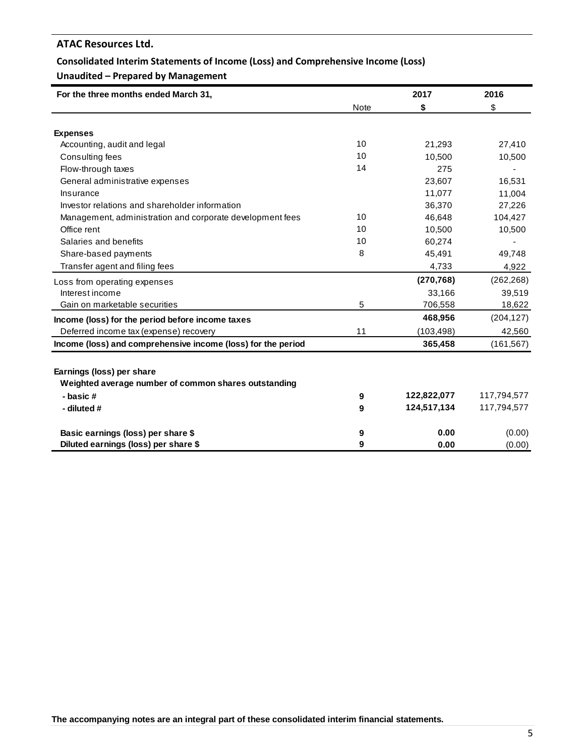# ATAC Resources Ltd.

## Consolidated Interim Statements of Income (Loss) and Comprehensive Income (Loss)

### Unaudited – Prepared by Management

| For the three months ended March 31, | | 2017 | 2016 |
|---|---|---|---|
| | Note | $ | $ |
| **Expenses** | | | |
| Accounting, audit and legal | 10 | 21,293 | 27,410 |
| Consulting fees | 10 | 10,500 | 10,500 |
| Flow-through taxes | 14 | 275 | - |
| General administrative expenses | | 23,607 | 16,531 |
| Insurance | | 11,077 | 11,004 |
| Investor relations and shareholder information | | 36,370 | 27,226 |
| Management, administration and corporate development fees | 10 | 46,648 | 104,427 |
| Office rent | 10 | 10,500 | 10,500 |
| Salaries and benefits | 10 | 60,274 | - |
| Share-based payments | 8 | 45,491 | 49,748 |
| Transfer agent and filing fees | | 4,733 | 4,922 |
| Loss from operating expenses | | **(270,768)** | (262,268) |
| Interest income | | 33,166 | 39,519 |
| Gain on marketable securities | 5 | 706,558 | 18,622 |
| **Income (loss) for the period before income taxes** | | **468,956** | (204,127) |
| Deferred income tax (expense) recovery | 11 | (103,498) | 42,560 |
| **Income (loss) and comprehensive income (loss) for the period** | | **365,458** | (161,567) |
| | | | |
| **Earnings (loss) per share** | | | |
| **Weighted average number of common shares outstanding** | | | |
| **- basic #** | **9** | **122,822,077** | 117,794,577 |
| **- diluted #** | **9** | **124,517,134** | 117,794,577 |
| | | | |
| **Basic earnings (loss) per share $** | **9** | **0.00** | (0.00) |
| **Diluted earnings (loss) per share $** | **9** | **0.00** | (0.00) |

**The accompanying notes are an integral part of these consolidated interim financial statements.**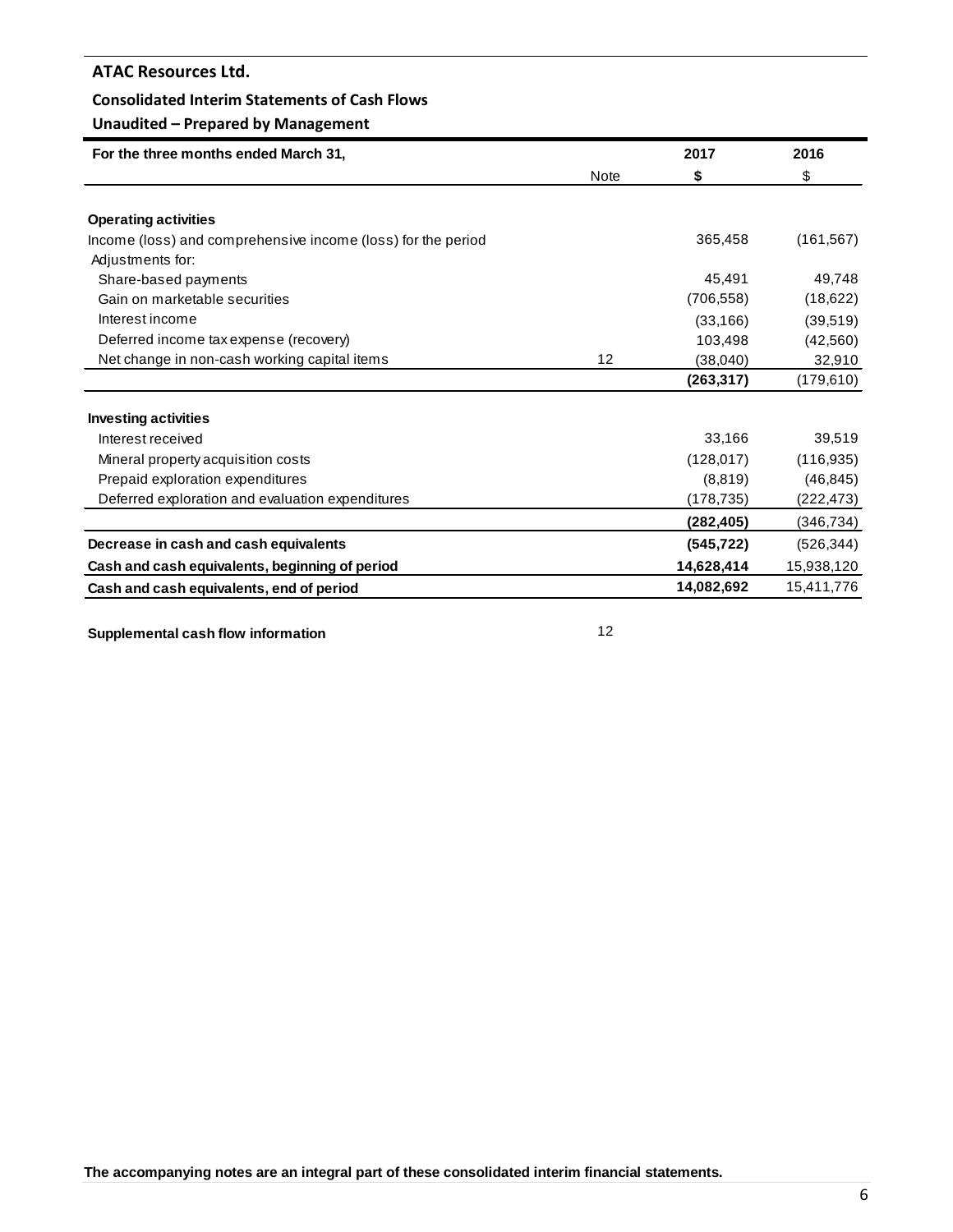**ATAC Resources Ltd.**

**Consolidated Interim Statements of Cash Flows**

**Unaudited – Prepared by Management**

| For the three months ended March 31, | Note | 2017 $ | 2016 $ |
|---|---|---|---|
| **Operating activities** | | | |
| Income (loss) and comprehensive income (loss) for the period | | 365,458 | (161,567) |
| Adjustments for: | | | |
| Share-based payments | | 45,491 | 49,748 |
| Gain on marketable securities | | (706,558) | (18,622) |
| Interest income | | (33,166) | (39,519) |
| Deferred income tax expense (recovery) | | 103,498 | (42,560) |
| Net change in non-cash working capital items | 12 | (38,040) | 32,910 |
| | | **(263,317)** | (179,610) |
| **Investing activities** | | | |
| Interest received | | 33,166 | 39,519 |
| Mineral property acquisition costs | | (128,017) | (116,935) |
| Prepaid exploration expenditures | | (8,819) | (46,845) |
| Deferred exploration and evaluation expenditures | | (178,735) | (222,473) |
| | | **(282,405)** | (346,734) |
| **Decrease in cash and cash equivalents** | | **(545,722)** | (526,344) |
| **Cash and cash equivalents, beginning of period** | | **14,628,414** | 15,938,120 |
| **Cash and cash equivalents, end of period** | | **14,082,692** | 15,411,776 |

**Supplemental cash flow information** 12

**The accompanying notes are an integral part of these consolidated interim financial statements.**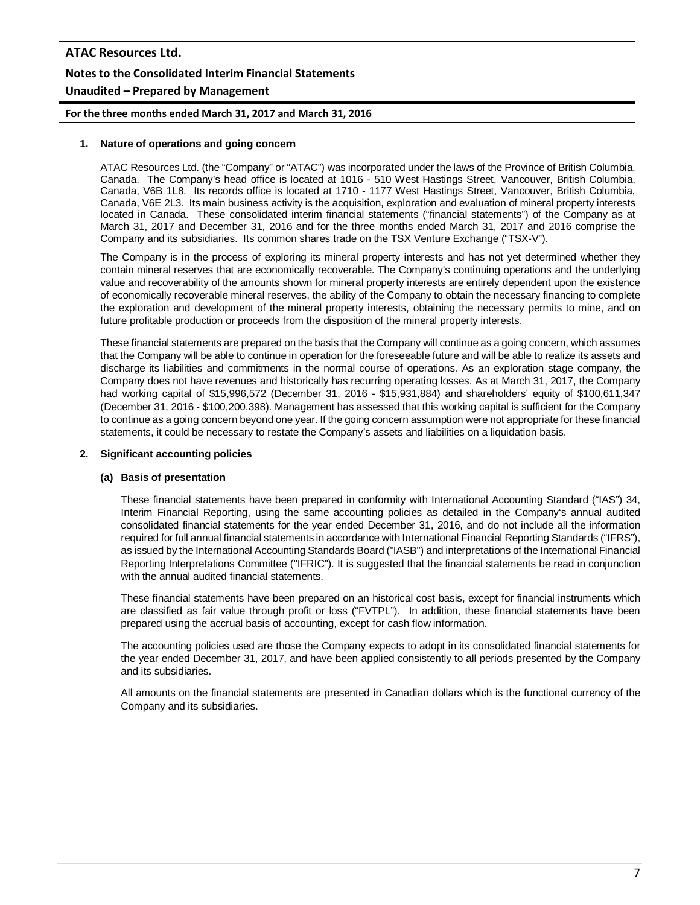## 1. Nature of operations and going concern

ATAC Resources Ltd. (the "Company" or "ATAC") was incorporated under the laws of the Province of British Columbia, Canada. The Company's head office is located at 1016 - 510 West Hastings Street, Vancouver, British Columbia, Canada, V6B 1L8. Its records office is located at 1710 - 1177 West Hastings Street, Vancouver, British Columbia, Canada, V6E 2L3. Its main business activity is the acquisition, exploration and evaluation of mineral property interests located in Canada. These consolidated interim financial statements ("financial statements") of the Company as at March 31, 2017 and December 31, 2016 and for the three months ended March 31, 2017 and 2016 comprise the Company and its subsidiaries. Its common shares trade on the TSX Venture Exchange ("TSX-V").

The Company is in the process of exploring its mineral property interests and has not yet determined whether they contain mineral reserves that are economically recoverable. The Company's continuing operations and the underlying value and recoverability of the amounts shown for mineral property interests are entirely dependent upon the existence of economically recoverable mineral reserves, the ability of the Company to obtain the necessary financing to complete the exploration and development of the mineral property interests, obtaining the necessary permits to mine, and on future profitable production or proceeds from the disposition of the mineral property interests.

These financial statements are prepared on the basis that the Company will continue as a going concern, which assumes that the Company will be able to continue in operation for the foreseeable future and will be able to realize its assets and discharge its liabilities and commitments in the normal course of operations. As an exploration stage company, the Company does not have revenues and historically has recurring operating losses. As at March 31, 2017, the Company had working capital of $15,996,572 (December 31, 2016 - $15,931,884) and shareholders' equity of $100,611,347 (December 31, 2016 - $100,200,398). Management has assessed that this working capital is sufficient for the Company to continue as a going concern beyond one year. If the going concern assumption were not appropriate for these financial statements, it could be necessary to restate the Company's assets and liabilities on a liquidation basis.

## 2. Significant accounting policies

### (a) Basis of presentation

These financial statements have been prepared in conformity with International Accounting Standard ("IAS") 34, Interim Financial Reporting, using the same accounting policies as detailed in the Company's annual audited consolidated financial statements for the year ended December 31, 2016, and do not include all the information required for full annual financial statements in accordance with International Financial Reporting Standards ("IFRS"), as issued by the International Accounting Standards Board ("IASB") and interpretations of the International Financial Reporting Interpretations Committee ("IFRIC"). It is suggested that the financial statements be read in conjunction with the annual audited financial statements.

These financial statements have been prepared on an historical cost basis, except for financial instruments which are classified as fair value through profit or loss ("FVTPL"). In addition, these financial statements have been prepared using the accrual basis of accounting, except for cash flow information.

The accounting policies used are those the Company expects to adopt in its consolidated financial statements for the year ended December 31, 2017, and have been applied consistently to all periods presented by the Company and its subsidiaries.

All amounts on the financial statements are presented in Canadian dollars which is the functional currency of the Company and its subsidiaries.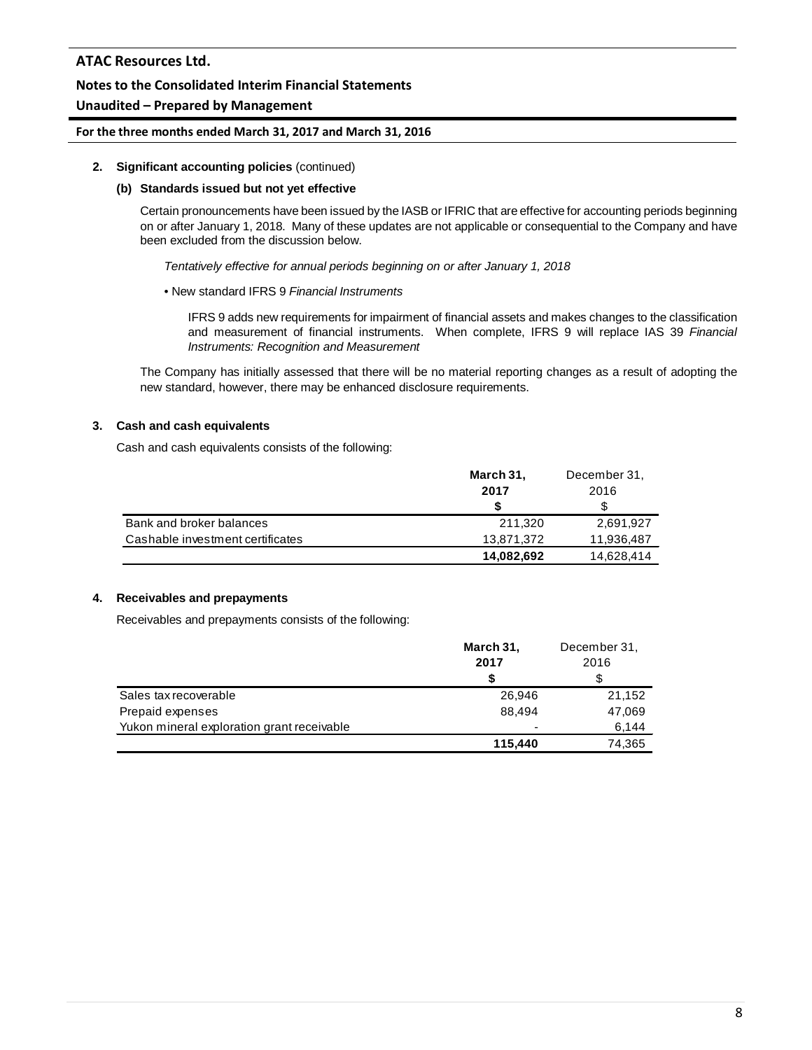**2. Significant accounting policies** (continued)

**(b) Standards issued but not yet effective**

Certain pronouncements have been issued by the IASB or IFRIC that are effective for accounting periods beginning on or after January 1, 2018. Many of these updates are not applicable or consequential to the Company and have been excluded from the discussion below.

*Tentatively effective for annual periods beginning on or after January 1, 2018*

• New standard IFRS 9 *Financial Instruments*

IFRS 9 adds new requirements for impairment of financial assets and makes changes to the classification and measurement of financial instruments. When complete, IFRS 9 will replace IAS 39 *Financial Instruments: Recognition and Measurement*

The Company has initially assessed that there will be no material reporting changes as a result of adopting the new standard, however, there may be enhanced disclosure requirements.

**3. Cash and cash equivalents**

Cash and cash equivalents consists of the following:

| | **March 31, 2017** | December 31, 2016 |
|---|---|---|
| | **$** | $ |
| Bank and broker balances | 211,320 | 2,691,927 |
| Cashable investment certificates | 13,871,372 | 11,936,487 |
| | **14,082,692** | 14,628,414 |

**4. Receivables and prepayments**

Receivables and prepayments consists of the following:

| | **March 31, 2017** | December 31, 2016 |
|---|---|---|
| | **$** | $ |
| Sales tax recoverable | 26,946 | 21,152 |
| Prepaid expenses | 88,494 | 47,069 |
| Yukon mineral exploration grant receivable | - | 6,144 |
| | **115,440** | 74,365 |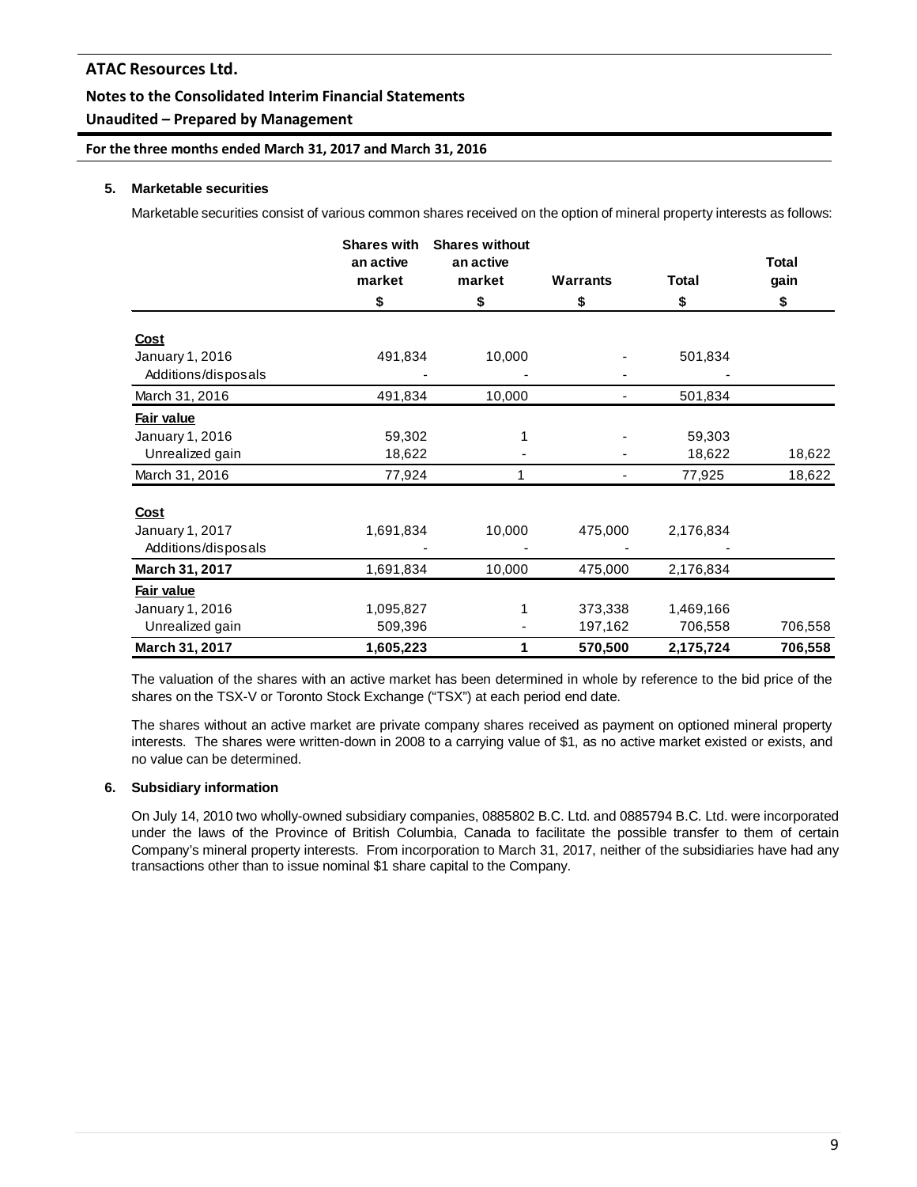### 5. Marketable securities

Marketable securities consist of various common shares received on the option of mineral property interests as follows:

| | Shares with an active market | Shares without an active market | Warrants | Total | Total gain |
|---|---|---|---|---|---|
| | $ | $ | $ | $ | $ |
| **Cost** | | | | | |
| January 1, 2016 | 491,834 | 10,000 | - | 501,834 | |
| Additions/disposals | - | - | - | - | |
| March 31, 2016 | 491,834 | 10,000 | - | 501,834 | |
| **Fair value** | | | | | |
| January 1, 2016 | 59,302 | 1 | - | 59,303 | |
| Unrealized gain | 18,622 | - | - | 18,622 | 18,622 |
| March 31, 2016 | 77,924 | 1 | - | 77,925 | 18,622 |
| **Cost** | | | | | |
| January 1, 2017 | 1,691,834 | 10,000 | 475,000 | 2,176,834 | |
| Additions/disposals | - | - | - | - | |
| **March 31, 2017** | 1,691,834 | 10,000 | 475,000 | 2,176,834 | |
| **Fair value** | | | | | |
| January 1, 2016 | 1,095,827 | 1 | 373,338 | 1,469,166 | |
| Unrealized gain | 509,396 | - | 197,162 | 706,558 | 706,558 |
| **March 31, 2017** | **1,605,223** | **1** | **570,500** | **2,175,724** | **706,558** |

The valuation of the shares with an active market has been determined in whole by reference to the bid price of the shares on the TSX-V or Toronto Stock Exchange ("TSX") at each period end date.

The shares without an active market are private company shares received as payment on optioned mineral property interests. The shares were written-down in 2008 to a carrying value of $1, as no active market existed or exists, and no value can be determined.

### 6. Subsidiary information

On July 14, 2010 two wholly-owned subsidiary companies, 0885802 B.C. Ltd. and 0885794 B.C. Ltd. were incorporated under the laws of the Province of British Columbia, Canada to facilitate the possible transfer to them of certain Company's mineral property interests. From incorporation to March 31, 2017, neither of the subsidiaries have had any transactions other than to issue nominal $1 share capital to the Company.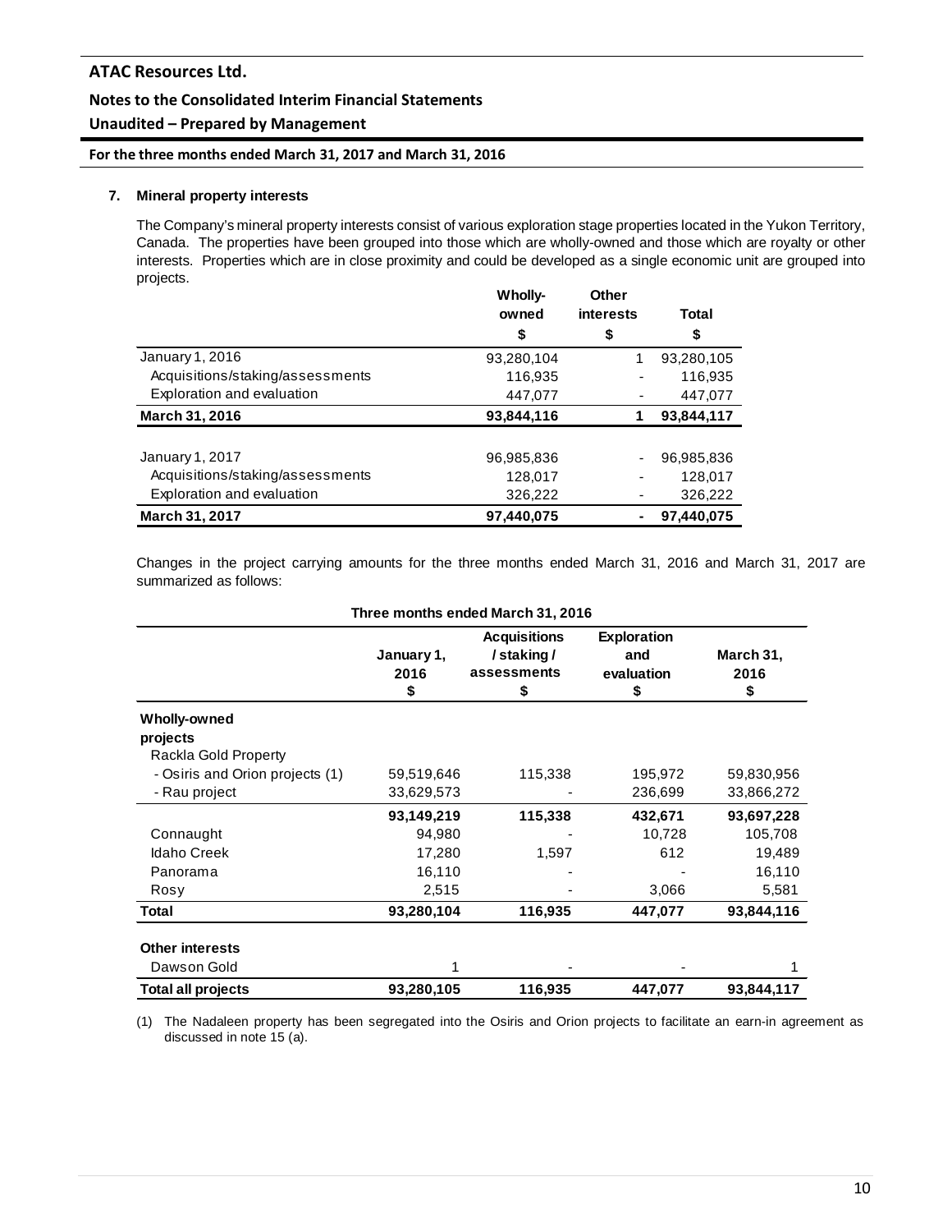## 7. Mineral property interests

The Company's mineral property interests consist of various exploration stage properties located in the Yukon Territory, Canada. The properties have been grouped into those which are wholly-owned and those which are royalty or other interests. Properties which are in close proximity and could be developed as a single economic unit are grouped into projects.

| | Wholly-owned<br>$ | Other interests<br>$ | Total<br>$ |
|---|---|---|---|
| January 1, 2016 | 93,280,104 | 1 | 93,280,105 |
| Acquisitions/staking/assessments | 116,935 | - | 116,935 |
| Exploration and evaluation | 447,077 | - | 447,077 |
| **March 31, 2016** | **93,844,116** | **1** | **93,844,117** |
| | | | |
| January 1, 2017 | 96,985,836 | - | 96,985,836 |
| Acquisitions/staking/assessments | 128,017 | - | 128,017 |
| Exploration and evaluation | 326,222 | - | 326,222 |
| **March 31, 2017** | **97,440,075** | **-** | **97,440,075** |

Changes in the project carrying amounts for the three months ended March 31, 2016 and March 31, 2017 are summarized as follows:

| Three months ended March 31, 2016 | | | | |
|---|---|---|---|---|
| | January 1, 2016<br>$ | Acquisitions / staking / assessments<br>$ | Exploration and evaluation<br>$ | March 31, 2016<br>$ |
| **Wholly-owned projects** | | | | |
| Rackla Gold Property | | | | |
| - Osiris and Orion projects (1) | 59,519,646 | 115,338 | 195,972 | 59,830,956 |
| - Rau project | 33,629,573 | - | 236,699 | 33,866,272 |
| | **93,149,219** | **115,338** | **432,671** | **93,697,228** |
| Connaught | 94,980 | - | 10,728 | 105,708 |
| Idaho Creek | 17,280 | 1,597 | 612 | 19,489 |
| Panorama | 16,110 | - | - | 16,110 |
| Rosy | 2,515 | - | 3,066 | 5,581 |
| **Total** | **93,280,104** | **116,935** | **447,077** | **93,844,116** |
| | | | | |
| **Other interests** | | | | |
| Dawson Gold | 1 | - | - | 1 |
| **Total all projects** | **93,280,105** | **116,935** | **447,077** | **93,844,117** |

(1) The Nadaleen property has been segregated into the Osiris and Orion projects to facilitate an earn-in agreement as discussed in note 15 (a).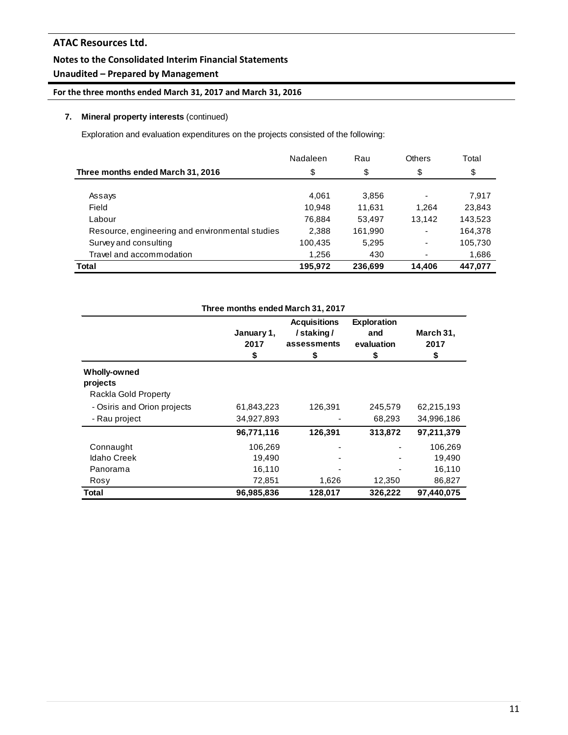**7. Mineral property interests** (continued)

Exploration and evaluation expenditures on the projects consisted of the following:

| Three months ended March 31, 2016 | Nadaleen<br>$ | Rau<br>$ | Others<br>$ | Total<br>$ |
|---|---|---|---|---|
| Assays | 4,061 | 3,856 | - | 7,917 |
| Field | 10,948 | 11,631 | 1,264 | 23,843 |
| Labour | 76,884 | 53,497 | 13,142 | 143,523 |
| Resource, engineering and environmental studies | 2,388 | 161,990 | - | 164,378 |
| Survey and consulting | 100,435 | 5,295 | - | 105,730 |
| Travel and accommodation | 1,256 | 430 | - | 1,686 |
| **Total** | **195,972** | **236,699** | **14,406** | **447,077** |

**Three months ended March 31, 2017**

| | January 1, 2017<br>$ | Acquisitions / staking / assessments<br>$ | Exploration and evaluation<br>$ | March 31, 2017<br>$ |
|---|---|---|---|---|
| **Wholly-owned projects** | | | | |
| Rackla Gold Property | | | | |
| - Osiris and Orion projects | 61,843,223 | 126,391 | 245,579 | 62,215,193 |
| - Rau project | 34,927,893 | - | 68,293 | 34,996,186 |
| | **96,771,116** | **126,391** | **313,872** | **97,211,379** |
| Connaught | 106,269 | - | - | 106,269 |
| Idaho Creek | 19,490 | - | - | 19,490 |
| Panorama | 16,110 | - | - | 16,110 |
| Rosy | 72,851 | 1,626 | 12,350 | 86,827 |
| **Total** | **96,985,836** | **128,017** | **326,222** | **97,440,075** |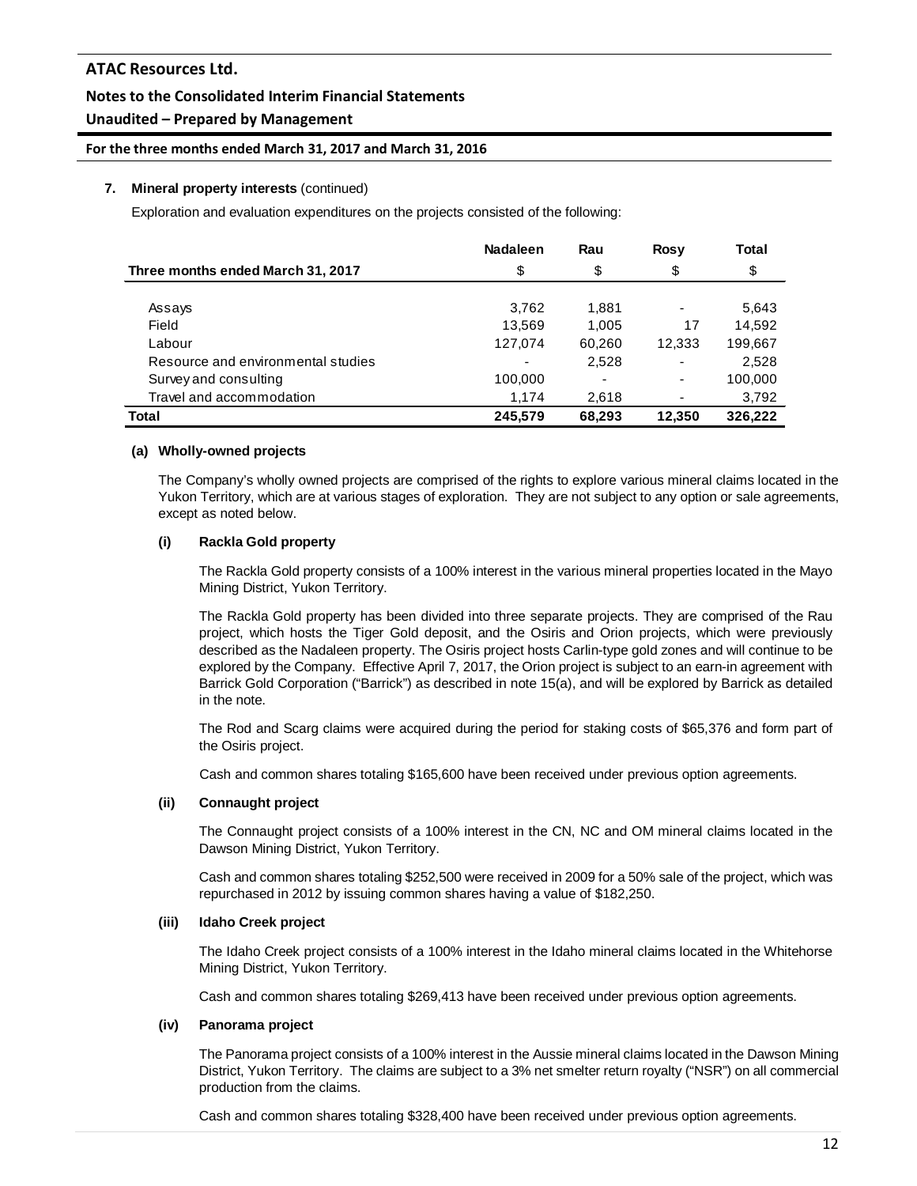**7. Mineral property interests** (continued)

Exploration and evaluation expenditures on the projects consisted of the following:

| Three months ended March 31, 2017 | Nadaleen<br>$ | Rau<br>$ | Rosy<br>$ | Total<br>$ |
|---|---|---|---|---|
| Assays | 3,762 | 1,881 | - | 5,643 |
| Field | 13,569 | 1,005 | 17 | 14,592 |
| Labour | 127,074 | 60,260 | 12,333 | 199,667 |
| Resource and environmental studies | - | 2,528 | - | 2,528 |
| Survey and consulting | 100,000 | - | - | 100,000 |
| Travel and accommodation | 1,174 | 2,618 | - | 3,792 |
| **Total** | **245,579** | **68,293** | **12,350** | **326,222** |

**(a) Wholly-owned projects**

The Company's wholly owned projects are comprised of the rights to explore various mineral claims located in the Yukon Territory, which are at various stages of exploration. They are not subject to any option or sale agreements, except as noted below.

**(i) Rackla Gold property**

The Rackla Gold property consists of a 100% interest in the various mineral properties located in the Mayo Mining District, Yukon Territory.

The Rackla Gold property has been divided into three separate projects. They are comprised of the Rau project, which hosts the Tiger Gold deposit, and the Osiris and Orion projects, which were previously described as the Nadaleen property. The Osiris project hosts Carlin-type gold zones and will continue to be explored by the Company. Effective April 7, 2017, the Orion project is subject to an earn-in agreement with Barrick Gold Corporation ("Barrick") as described in note 15(a), and will be explored by Barrick as detailed in the note.

The Rod and Scarg claims were acquired during the period for staking costs of $65,376 and form part of the Osiris project.

Cash and common shares totaling $165,600 have been received under previous option agreements.

**(ii) Connaught project**

The Connaught project consists of a 100% interest in the CN, NC and OM mineral claims located in the Dawson Mining District, Yukon Territory.

Cash and common shares totaling $252,500 were received in 2009 for a 50% sale of the project, which was repurchased in 2012 by issuing common shares having a value of $182,250.

**(iii) Idaho Creek project**

The Idaho Creek project consists of a 100% interest in the Idaho mineral claims located in the Whitehorse Mining District, Yukon Territory.

Cash and common shares totaling $269,413 have been received under previous option agreements.

**(iv) Panorama project**

The Panorama project consists of a 100% interest in the Aussie mineral claims located in the Dawson Mining District, Yukon Territory. The claims are subject to a 3% net smelter return royalty ("NSR") on all commercial production from the claims.

Cash and common shares totaling $328,400 have been received under previous option agreements.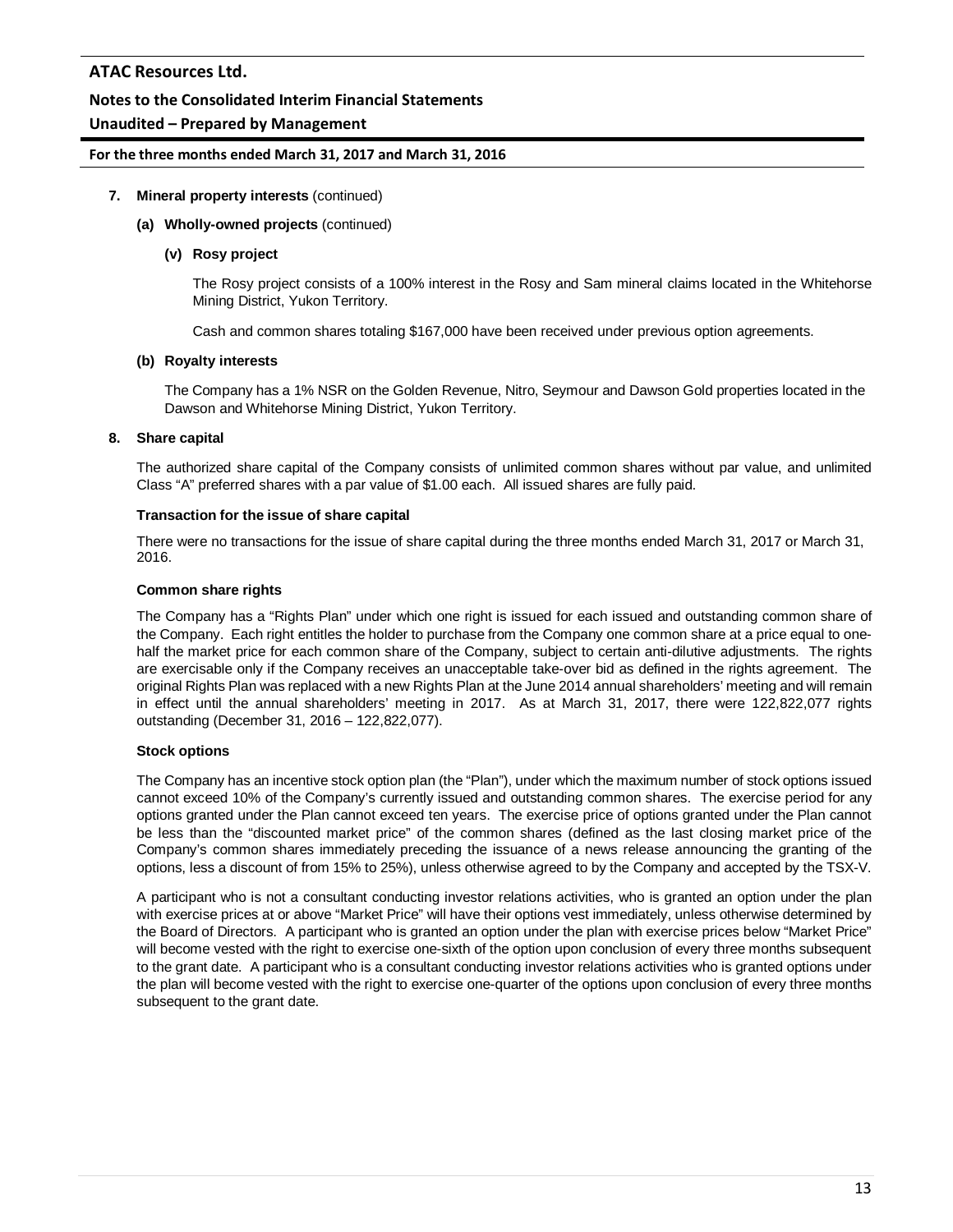7. **Mineral property interests** (continued)

   **(a) Wholly-owned projects** (continued)

   **(v) Rosy project**

   The Rosy project consists of a 100% interest in the Rosy and Sam mineral claims located in the Whitehorse Mining District, Yukon Territory.

   Cash and common shares totaling $167,000 have been received under previous option agreements.

   **(b) Royalty interests**

   The Company has a 1% NSR on the Golden Revenue, Nitro, Seymour and Dawson Gold properties located in the Dawson and Whitehorse Mining District, Yukon Territory.

8. **Share capital**

The authorized share capital of the Company consists of unlimited common shares without par value, and unlimited Class "A" preferred shares with a par value of $1.00 each. All issued shares are fully paid.

**Transaction for the issue of share capital**

There were no transactions for the issue of share capital during the three months ended March 31, 2017 or March 31, 2016.

**Common share rights**

The Company has a "Rights Plan" under which one right is issued for each issued and outstanding common share of the Company. Each right entitles the holder to purchase from the Company one common share at a price equal to one-half the market price for each common share of the Company, subject to certain anti-dilutive adjustments. The rights are exercisable only if the Company receives an unacceptable take-over bid as defined in the rights agreement. The original Rights Plan was replaced with a new Rights Plan at the June 2014 annual shareholders' meeting and will remain in effect until the annual shareholders' meeting in 2017. As at March 31, 2017, there were 122,822,077 rights outstanding (December 31, 2016 – 122,822,077).

**Stock options**

The Company has an incentive stock option plan (the "Plan"), under which the maximum number of stock options issued cannot exceed 10% of the Company's currently issued and outstanding common shares. The exercise period for any options granted under the Plan cannot exceed ten years. The exercise price of options granted under the Plan cannot be less than the "discounted market price" of the common shares (defined as the last closing market price of the Company's common shares immediately preceding the issuance of a news release announcing the granting of the options, less a discount of from 15% to 25%), unless otherwise agreed to by the Company and accepted by the TSX-V.

A participant who is not a consultant conducting investor relations activities, who is granted an option under the plan with exercise prices at or above "Market Price" will have their options vest immediately, unless otherwise determined by the Board of Directors. A participant who is granted an option under the plan with exercise prices below "Market Price" will become vested with the right to exercise one-sixth of the option upon conclusion of every three months subsequent to the grant date. A participant who is a consultant conducting investor relations activities who is granted options under the plan will become vested with the right to exercise one-quarter of the options upon conclusion of every three months subsequent to the grant date.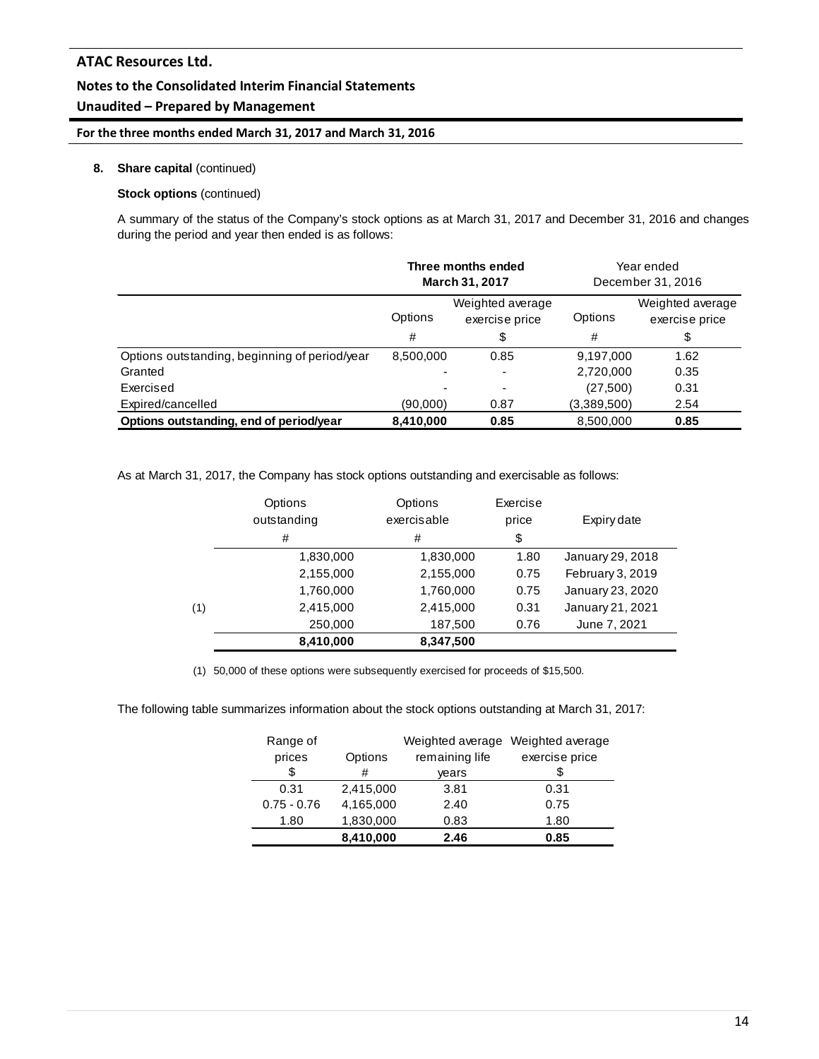**8. Share capital** (continued)

**Stock options** (continued)

A summary of the status of the Company's stock options as at March 31, 2017 and December 31, 2016 and changes during the period and year then ended is as follows:

| | **Three months ended March 31, 2017** | | Year ended December 31, 2016 | |
|---|---|---|---|---|
| | Options | Weighted average exercise price | Options | Weighted average exercise price |
| | # | $ | # | $ |
| Options outstanding, beginning of period/year | 8,500,000 | 0.85 | 9,197,000 | 1.62 |
| Granted | - | - | 2,720,000 | 0.35 |
| Exercised | - | - | (27,500) | 0.31 |
| Expired/cancelled | (90,000) | 0.87 | (3,389,500) | 2.54 |
| **Options outstanding, end of period/year** | **8,410,000** | **0.85** | 8,500,000 | **0.85** |

As at March 31, 2017, the Company has stock options outstanding and exercisable as follows:

| | Options outstanding | Options exercisable | Exercise price | Expiry date |
|---|---|---|---|---|
| | # | # | $ | |
| | 1,830,000 | 1,830,000 | 1.80 | January 29, 2018 |
| | 2,155,000 | 2,155,000 | 0.75 | February 3, 2019 |
| | 1,760,000 | 1,760,000 | 0.75 | January 23, 2020 |
| (1) | 2,415,000 | 2,415,000 | 0.31 | January 21, 2021 |
| | 250,000 | 187,500 | 0.76 | June 7, 2021 |
| | **8,410,000** | **8,347,500** | | |

(1) 50,000 of these options were subsequently exercised for proceeds of $15,500.

The following table summarizes information about the stock options outstanding at March 31, 2017:

| Range of prices | Options | Weighted average remaining life | Weighted average exercise price |
|---|---|---|---|
| $ | # | years | $ |
| 0.31 | 2,415,000 | 3.81 | 0.31 |
| 0.75 - 0.76 | 4,165,000 | 2.40 | 0.75 |
| 1.80 | 1,830,000 | 0.83 | 1.80 |
| | **8,410,000** | **2.46** | **0.85** |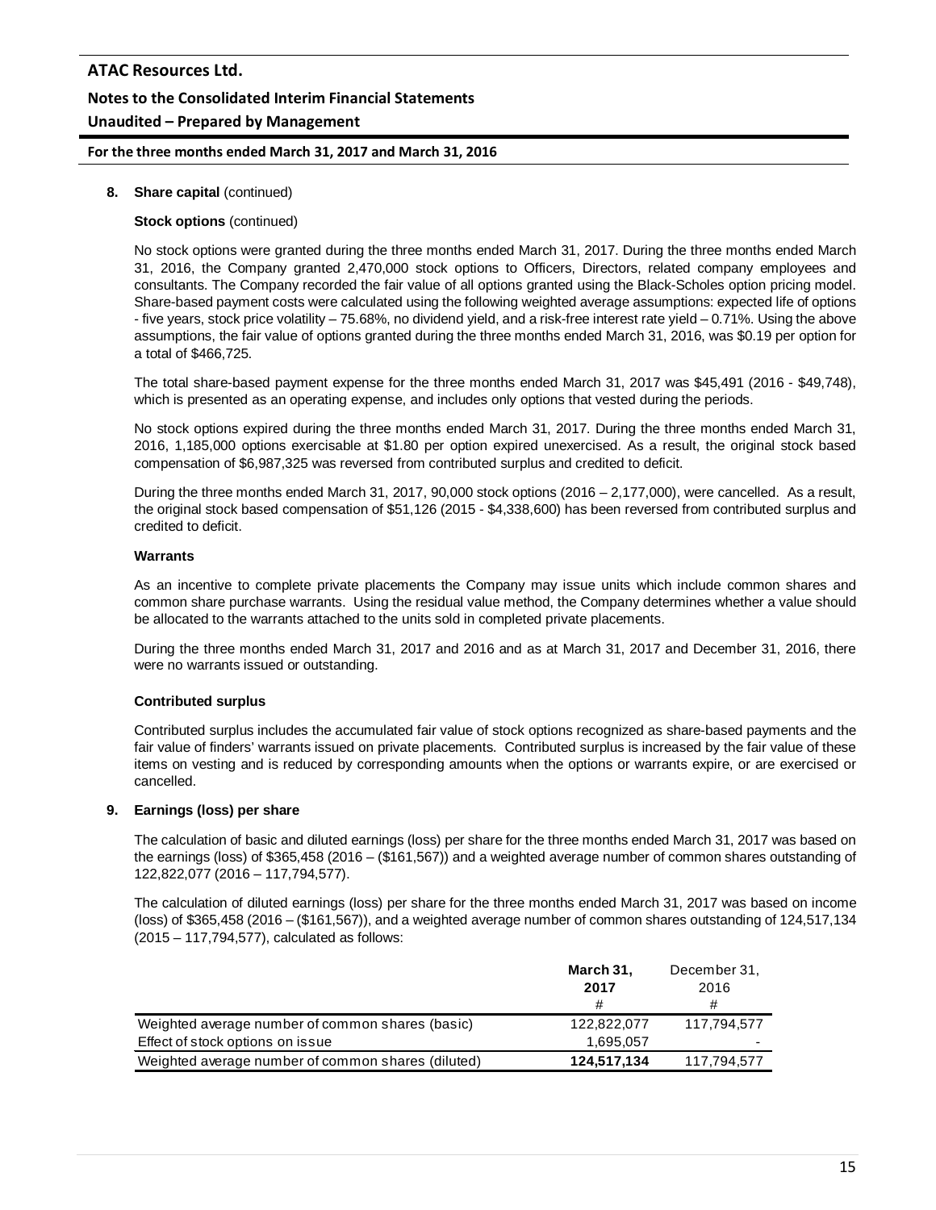**8. Share capital** (continued)

**Stock options** (continued)

No stock options were granted during the three months ended March 31, 2017. During the three months ended March 31, 2016, the Company granted 2,470,000 stock options to Officers, Directors, related company employees and consultants. The Company recorded the fair value of all options granted using the Black-Scholes option pricing model. Share-based payment costs were calculated using the following weighted average assumptions: expected life of options - five years, stock price volatility – 75.68%, no dividend yield, and a risk-free interest rate yield – 0.71%. Using the above assumptions, the fair value of options granted during the three months ended March 31, 2016, was $0.19 per option for a total of $466,725.

The total share-based payment expense for the three months ended March 31, 2017 was $45,491 (2016 - $49,748), which is presented as an operating expense, and includes only options that vested during the periods.

No stock options expired during the three months ended March 31, 2017. During the three months ended March 31, 2016, 1,185,000 options exercisable at $1.80 per option expired unexercised. As a result, the original stock based compensation of $6,987,325 was reversed from contributed surplus and credited to deficit.

During the three months ended March 31, 2017, 90,000 stock options (2016 – 2,177,000), were cancelled. As a result, the original stock based compensation of $51,126 (2015 - $4,338,600) has been reversed from contributed surplus and credited to deficit.

**Warrants**

As an incentive to complete private placements the Company may issue units which include common shares and common share purchase warrants. Using the residual value method, the Company determines whether a value should be allocated to the warrants attached to the units sold in completed private placements.

During the three months ended March 31, 2017 and 2016 and as at March 31, 2017 and December 31, 2016, there were no warrants issued or outstanding.

**Contributed surplus**

Contributed surplus includes the accumulated fair value of stock options recognized as share-based payments and the fair value of finders' warrants issued on private placements. Contributed surplus is increased by the fair value of these items on vesting and is reduced by corresponding amounts when the options or warrants expire, or are exercised or cancelled.

**9. Earnings (loss) per share**

The calculation of basic and diluted earnings (loss) per share for the three months ended March 31, 2017 was based on the earnings (loss) of $365,458 (2016 – ($161,567)) and a weighted average number of common shares outstanding of 122,822,077 (2016 – 117,794,577).

The calculation of diluted earnings (loss) per share for the three months ended March 31, 2017 was based on income (loss) of $365,458 (2016 – ($161,567)), and a weighted average number of common shares outstanding of 124,517,134 (2015 – 117,794,577), calculated as follows:

| | **March 31, 2017** # | December 31, 2016 # |
|---|---|---|
| Weighted average number of common shares (basic) | 122,822,077 | 117,794,577 |
| Effect of stock options on issue | 1,695,057 | - |
| Weighted average number of common shares (diluted) | **124,517,134** | 117,794,577 |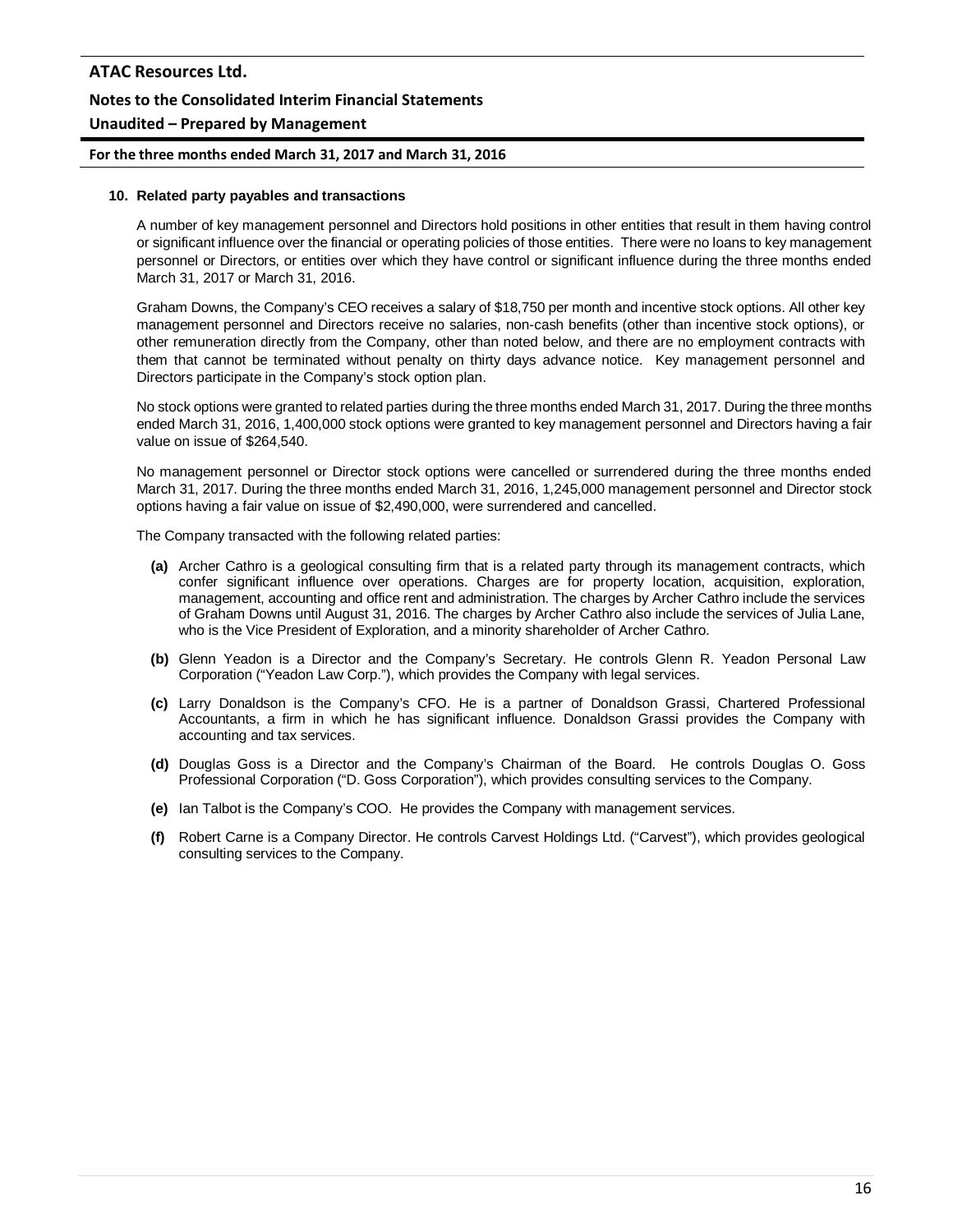## 10. Related party payables and transactions

A number of key management personnel and Directors hold positions in other entities that result in them having control or significant influence over the financial or operating policies of those entities. There were no loans to key management personnel or Directors, or entities over which they have control or significant influence during the three months ended March 31, 2017 or March 31, 2016.

Graham Downs, the Company's CEO receives a salary of $18,750 per month and incentive stock options. All other key management personnel and Directors receive no salaries, non-cash benefits (other than incentive stock options), or other remuneration directly from the Company, other than noted below, and there are no employment contracts with them that cannot be terminated without penalty on thirty days advance notice. Key management personnel and Directors participate in the Company's stock option plan.

No stock options were granted to related parties during the three months ended March 31, 2017. During the three months ended March 31, 2016, 1,400,000 stock options were granted to key management personnel and Directors having a fair value on issue of $264,540.

No management personnel or Director stock options were cancelled or surrendered during the three months ended March 31, 2017. During the three months ended March 31, 2016, 1,245,000 management personnel and Director stock options having a fair value on issue of $2,490,000, were surrendered and cancelled.

The Company transacted with the following related parties:

**(a)** Archer Cathro is a geological consulting firm that is a related party through its management contracts, which confer significant influence over operations. Charges are for property location, acquisition, exploration, management, accounting and office rent and administration. The charges by Archer Cathro include the services of Graham Downs until August 31, 2016. The charges by Archer Cathro also include the services of Julia Lane, who is the Vice President of Exploration, and a minority shareholder of Archer Cathro.

**(b)** Glenn Yeadon is a Director and the Company's Secretary. He controls Glenn R. Yeadon Personal Law Corporation ("Yeadon Law Corp."), which provides the Company with legal services.

**(c)** Larry Donaldson is the Company's CFO. He is a partner of Donaldson Grassi, Chartered Professional Accountants, a firm in which he has significant influence. Donaldson Grassi provides the Company with accounting and tax services.

**(d)** Douglas Goss is a Director and the Company's Chairman of the Board. He controls Douglas O. Goss Professional Corporation ("D. Goss Corporation"), which provides consulting services to the Company.

**(e)** Ian Talbot is the Company's COO. He provides the Company with management services.

**(f)** Robert Carne is a Company Director. He controls Carvest Holdings Ltd. ("Carvest"), which provides geological consulting services to the Company.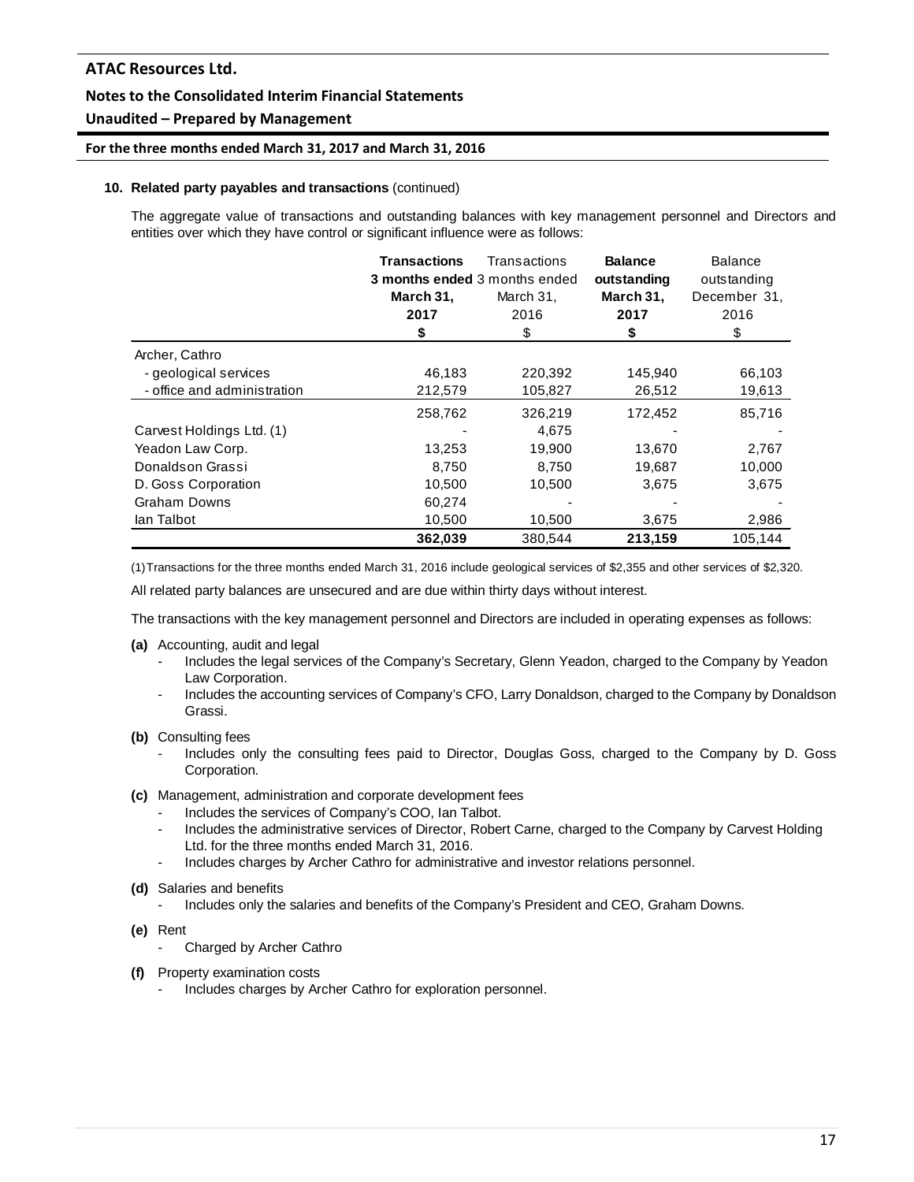**10. Related party payables and transactions** (continued)

The aggregate value of transactions and outstanding balances with key management personnel and Directors and entities over which they have control or significant influence were as follows:

| | **Transactions 3 months ended March 31, 2017** | Transactions 3 months ended March 31, 2016 | **Balance outstanding March 31, 2017** | Balance outstanding December 31, 2016 |
|---|---|---|---|---|
| | **$** | $ | **$** | $ |
| Archer, Cathro | | | | |
| - geological services | 46,183 | 220,392 | 145,940 | 66,103 |
| - office and administration | 212,579 | 105,827 | 26,512 | 19,613 |
| | 258,762 | 326,219 | 172,452 | 85,716 |
| Carvest Holdings Ltd. (1) | - | 4,675 | - | - |
| Yeadon Law Corp. | 13,253 | 19,900 | 13,670 | 2,767 |
| Donaldson Grassi | 8,750 | 8,750 | 19,687 | 10,000 |
| D. Goss Corporation | 10,500 | 10,500 | 3,675 | 3,675 |
| Graham Downs | 60,274 | - | - | - |
| Ian Talbot | 10,500 | 10,500 | 3,675 | 2,986 |
| | **362,039** | 380,544 | **213,159** | 105,144 |

(1) Transactions for the three months ended March 31, 2016 include geological services of $2,355 and other services of $2,320.

All related party balances are unsecured and are due within thirty days without interest.

The transactions with the key management personnel and Directors are included in operating expenses as follows:

**(a)** Accounting, audit and legal
- Includes the legal services of the Company's Secretary, Glenn Yeadon, charged to the Company by Yeadon Law Corporation.
- Includes the accounting services of Company's CFO, Larry Donaldson, charged to the Company by Donaldson Grassi.

**(b)** Consulting fees
- Includes only the consulting fees paid to Director, Douglas Goss, charged to the Company by D. Goss Corporation.

**(c)** Management, administration and corporate development fees
- Includes the services of Company's COO, Ian Talbot.
- Includes the administrative services of Director, Robert Carne, charged to the Company by Carvest Holding Ltd. for the three months ended March 31, 2016.
- Includes charges by Archer Cathro for administrative and investor relations personnel.

**(d)** Salaries and benefits
- Includes only the salaries and benefits of the Company's President and CEO, Graham Downs.

**(e)** Rent
- Charged by Archer Cathro

**(f)** Property examination costs
- Includes charges by Archer Cathro for exploration personnel.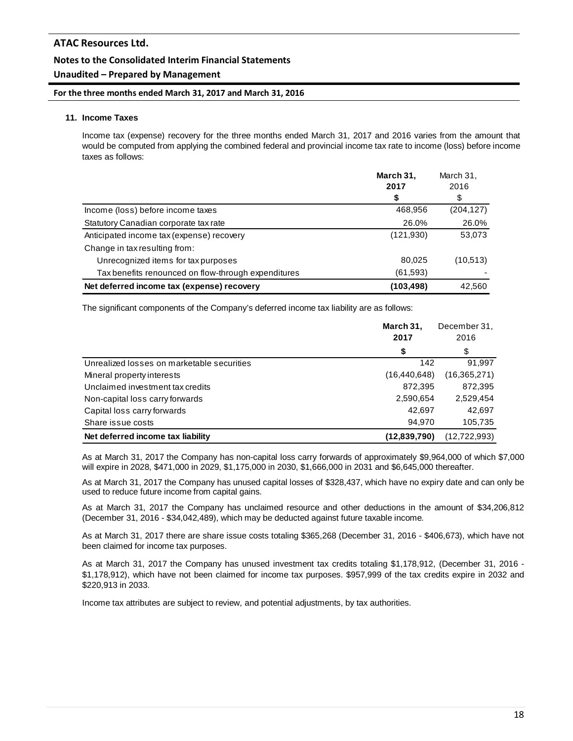### 11. Income Taxes

Income tax (expense) recovery for the three months ended March 31, 2017 and 2016 varies from the amount that would be computed from applying the combined federal and provincial income tax rate to income (loss) before income taxes as follows:

| | **March 31, 2017** | March 31, 2016 |
|---|---|---|
| | **$** | $ |
| Income (loss) before income taxes | 468,956 | (204,127) |
| Statutory Canadian corporate tax rate | 26.0% | 26.0% |
| Anticipated income tax (expense) recovery | (121,930) | 53,073 |
| Change in tax resulting from: | | |
| Unrecognized items for tax purposes | 80,025 | (10,513) |
| Tax benefits renounced on flow-through expenditures | (61,593) | - |
| **Net deferred income tax (expense) recovery** | **(103,498)** | 42,560 |

The significant components of the Company's deferred income tax liability are as follows:

| | **March 31, 2017** | December 31, 2016 |
|---|---|---|
| | **$** | $ |
| Unrealized losses on marketable securities | 142 | 91,997 |
| Mineral property interests | (16,440,648) | (16,365,271) |
| Unclaimed investment tax credits | 872,395 | 872,395 |
| Non-capital loss carry forwards | 2,590,654 | 2,529,454 |
| Capital loss carry forwards | 42,697 | 42,697 |
| Share issue costs | 94,970 | 105,735 |
| **Net deferred income tax liability** | **(12,839,790)** | (12,722,993) |

As at March 31, 2017 the Company has non-capital loss carry forwards of approximately $9,964,000 of which $7,000 will expire in 2028, $471,000 in 2029, $1,175,000 in 2030, $1,666,000 in 2031 and $6,645,000 thereafter.

As at March 31, 2017 the Company has unused capital losses of $328,437, which have no expiry date and can only be used to reduce future income from capital gains.

As at March 31, 2017 the Company has unclaimed resource and other deductions in the amount of $34,206,812 (December 31, 2016 - $34,042,489), which may be deducted against future taxable income.

As at March 31, 2017 there are share issue costs totaling $365,268 (December 31, 2016 - $406,673), which have not been claimed for income tax purposes.

As at March 31, 2017 the Company has unused investment tax credits totaling $1,178,912, (December 31, 2016 - $1,178,912), which have not been claimed for income tax purposes. $957,999 of the tax credits expire in 2032 and $220,913 in 2033.

Income tax attributes are subject to review, and potential adjustments, by tax authorities.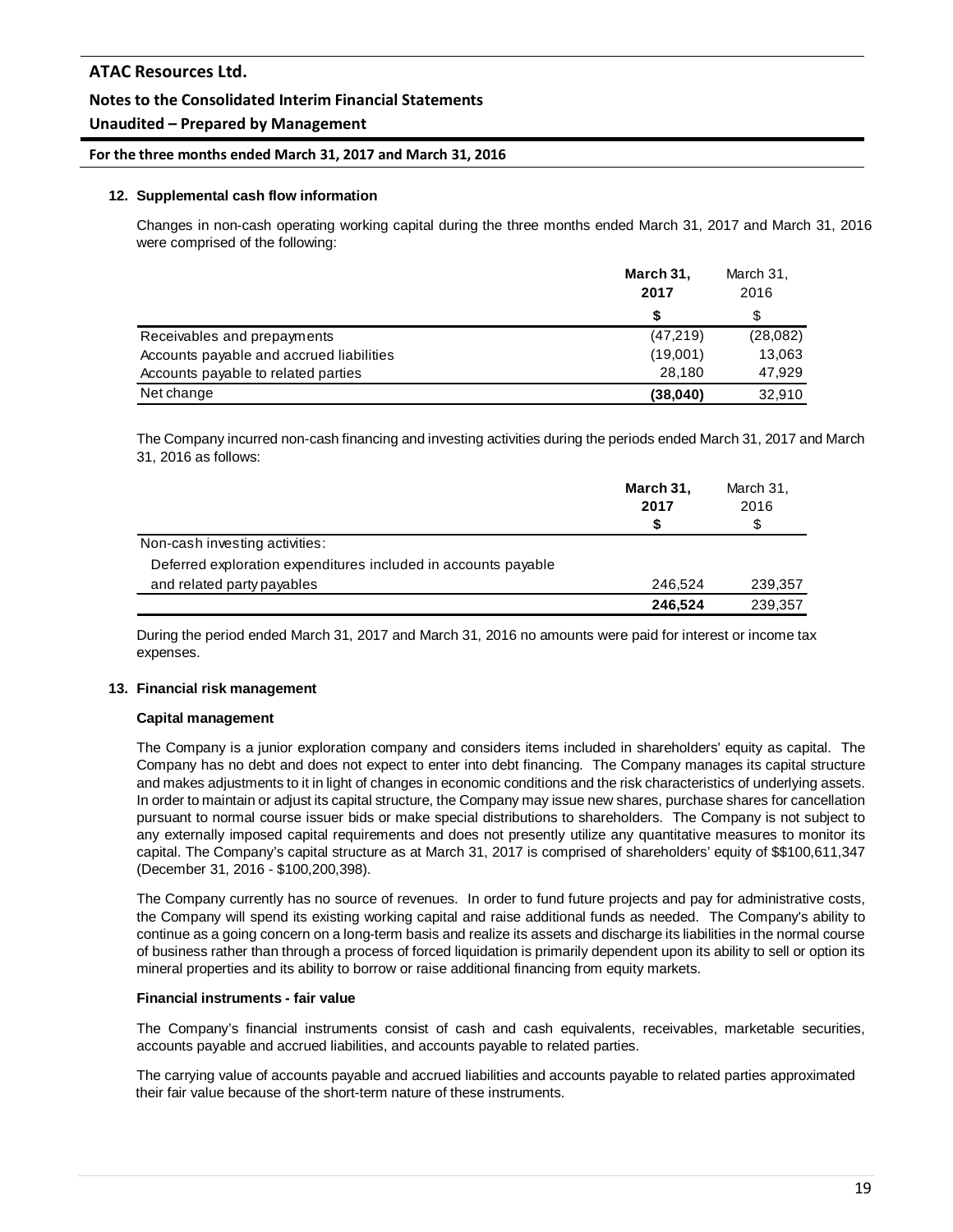### 12. Supplemental cash flow information

Changes in non-cash operating working capital during the three months ended March 31, 2017 and March 31, 2016 were comprised of the following:

| | **March 31, 2017** | March 31, 2016 |
|---|---|---|
| | **$** | $ |
| Receivables and prepayments | (47,219) | (28,082) |
| Accounts payable and accrued liabilities | (19,001) | 13,063 |
| Accounts payable to related parties | 28,180 | 47,929 |
| Net change | **(38,040)** | 32,910 |

The Company incurred non-cash financing and investing activities during the periods ended March 31, 2017 and March 31, 2016 as follows:

| | **March 31, 2017 $** | March 31, 2016 $ |
|---|---|---|
| Non-cash investing activities: | | |
| Deferred exploration expenditures included in accounts payable and related party payables | 246,524 | 239,357 |
| | **246,524** | 239,357 |

During the period ended March 31, 2017 and March 31, 2016 no amounts were paid for interest or income tax expenses.

### 13. Financial risk management

**Capital management**

The Company is a junior exploration company and considers items included in shareholders' equity as capital. The Company has no debt and does not expect to enter into debt financing. The Company manages its capital structure and makes adjustments to it in light of changes in economic conditions and the risk characteristics of underlying assets. In order to maintain or adjust its capital structure, the Company may issue new shares, purchase shares for cancellation pursuant to normal course issuer bids or make special distributions to shareholders. The Company is not subject to any externally imposed capital requirements and does not presently utilize any quantitative measures to monitor its capital. The Company's capital structure as at March 31, 2017 is comprised of shareholders' equity of $$100,611,347 (December 31, 2016 - $100,200,398).

The Company currently has no source of revenues. In order to fund future projects and pay for administrative costs, the Company will spend its existing working capital and raise additional funds as needed. The Company's ability to continue as a going concern on a long-term basis and realize its assets and discharge its liabilities in the normal course of business rather than through a process of forced liquidation is primarily dependent upon its ability to sell or option its mineral properties and its ability to borrow or raise additional financing from equity markets.

**Financial instruments - fair value**

The Company's financial instruments consist of cash and cash equivalents, receivables, marketable securities, accounts payable and accrued liabilities, and accounts payable to related parties.

The carrying value of accounts payable and accrued liabilities and accounts payable to related parties approximated their fair value because of the short-term nature of these instruments.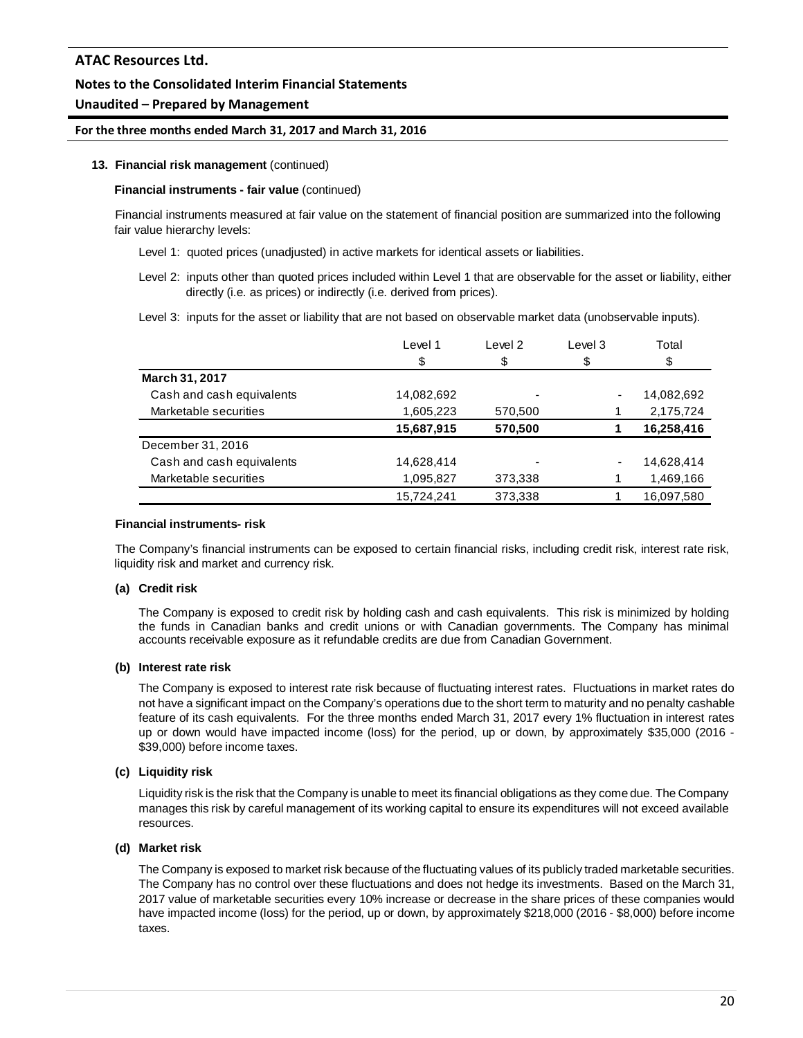**13. Financial risk management** (continued)

**Financial instruments - fair value** (continued)

Financial instruments measured at fair value on the statement of financial position are summarized into the following fair value hierarchy levels:

Level 1: quoted prices (unadjusted) in active markets for identical assets or liabilities.

Level 2: inputs other than quoted prices included within Level 1 that are observable for the asset or liability, either directly (i.e. as prices) or indirectly (i.e. derived from prices).

Level 3: inputs for the asset or liability that are not based on observable market data (unobservable inputs).

| | Level 1 | Level 2 | Level 3 | Total |
|---|---|---|---|---|
| | $ | $ | $ | $ |
| **March 31, 2017** | | | | |
| Cash and cash equivalents | 14,082,692 | - | - | 14,082,692 |
| Marketable securities | 1,605,223 | 570,500 | 1 | 2,175,724 |
| | **15,687,915** | **570,500** | **1** | **16,258,416** |
| December 31, 2016 | | | | |
| Cash and cash equivalents | 14,628,414 | - | - | 14,628,414 |
| Marketable securities | 1,095,827 | 373,338 | 1 | 1,469,166 |
| | 15,724,241 | 373,338 | 1 | 16,097,580 |

**Financial instruments- risk**

The Company's financial instruments can be exposed to certain financial risks, including credit risk, interest rate risk, liquidity risk and market and currency risk.

**(a) Credit risk**

The Company is exposed to credit risk by holding cash and cash equivalents. This risk is minimized by holding the funds in Canadian banks and credit unions or with Canadian governments. The Company has minimal accounts receivable exposure as it refundable credits are due from Canadian Government.

**(b) Interest rate risk**

The Company is exposed to interest rate risk because of fluctuating interest rates. Fluctuations in market rates do not have a significant impact on the Company's operations due to the short term to maturity and no penalty cashable feature of its cash equivalents. For the three months ended March 31, 2017 every 1% fluctuation in interest rates up or down would have impacted income (loss) for the period, up or down, by approximately $35,000 (2016 - $39,000) before income taxes.

**(c) Liquidity risk**

Liquidity risk is the risk that the Company is unable to meet its financial obligations as they come due. The Company manages this risk by careful management of its working capital to ensure its expenditures will not exceed available resources.

**(d) Market risk**

The Company is exposed to market risk because of the fluctuating values of its publicly traded marketable securities. The Company has no control over these fluctuations and does not hedge its investments. Based on the March 31, 2017 value of marketable securities every 10% increase or decrease in the share prices of these companies would have impacted income (loss) for the period, up or down, by approximately $218,000 (2016 - $8,000) before income taxes.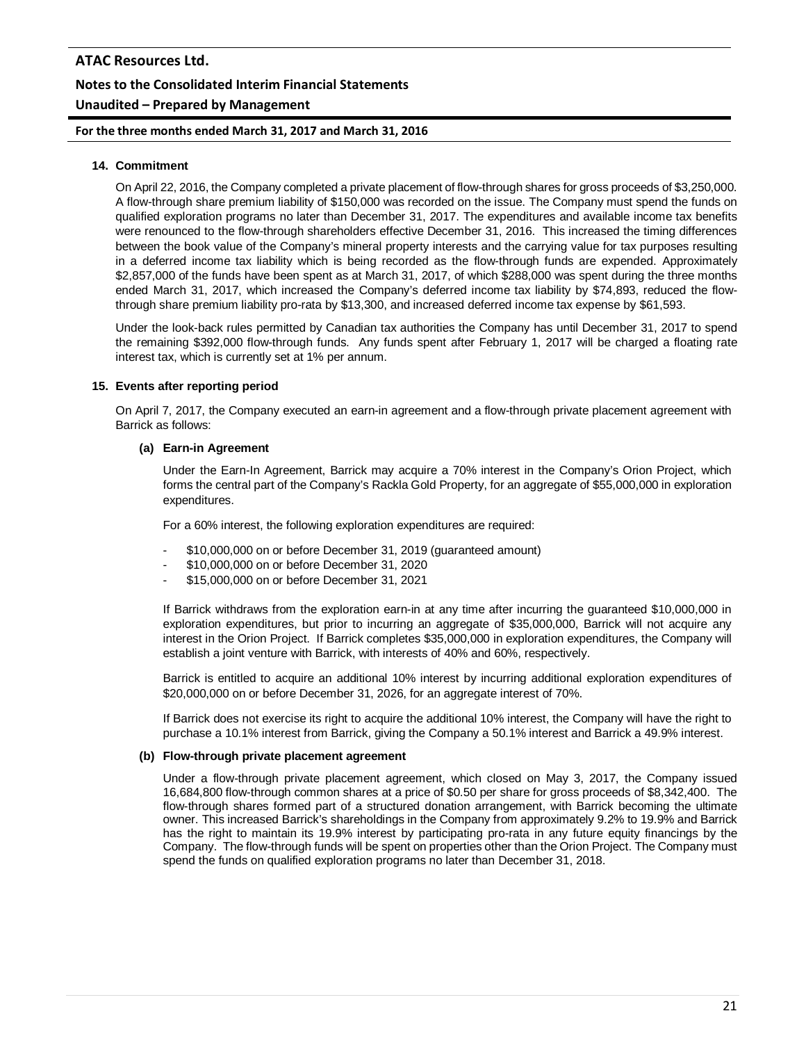### 14. Commitment

On April 22, 2016, the Company completed a private placement of flow-through shares for gross proceeds of $3,250,000. A flow-through share premium liability of $150,000 was recorded on the issue. The Company must spend the funds on qualified exploration programs no later than December 31, 2017. The expenditures and available income tax benefits were renounced to the flow-through shareholders effective December 31, 2016. This increased the timing differences between the book value of the Company's mineral property interests and the carrying value for tax purposes resulting in a deferred income tax liability which is being recorded as the flow-through funds are expended. Approximately $2,857,000 of the funds have been spent as at March 31, 2017, of which $288,000 was spent during the three months ended March 31, 2017, which increased the Company's deferred income tax liability by $74,893, reduced the flow-through share premium liability pro-rata by $13,300, and increased deferred income tax expense by $61,593.

Under the look-back rules permitted by Canadian tax authorities the Company has until December 31, 2017 to spend the remaining $392,000 flow-through funds. Any funds spent after February 1, 2017 will be charged a floating rate interest tax, which is currently set at 1% per annum.

### 15. Events after reporting period

On April 7, 2017, the Company executed an earn-in agreement and a flow-through private placement agreement with Barrick as follows:

#### (a) Earn-in Agreement

Under the Earn-In Agreement, Barrick may acquire a 70% interest in the Company's Orion Project, which forms the central part of the Company's Rackla Gold Property, for an aggregate of $55,000,000 in exploration expenditures.

For a 60% interest, the following exploration expenditures are required:

- $10,000,000 on or before December 31, 2019 (guaranteed amount)
- $10,000,000 on or before December 31, 2020
- $15,000,000 on or before December 31, 2021

If Barrick withdraws from the exploration earn-in at any time after incurring the guaranteed $10,000,000 in exploration expenditures, but prior to incurring an aggregate of $35,000,000, Barrick will not acquire any interest in the Orion Project. If Barrick completes $35,000,000 in exploration expenditures, the Company will establish a joint venture with Barrick, with interests of 40% and 60%, respectively.

Barrick is entitled to acquire an additional 10% interest by incurring additional exploration expenditures of $20,000,000 on or before December 31, 2026, for an aggregate interest of 70%.

If Barrick does not exercise its right to acquire the additional 10% interest, the Company will have the right to purchase a 10.1% interest from Barrick, giving the Company a 50.1% interest and Barrick a 49.9% interest.

#### (b) Flow-through private placement agreement

Under a flow-through private placement agreement, which closed on May 3, 2017, the Company issued 16,684,800 flow-through common shares at a price of $0.50 per share for gross proceeds of $8,342,400. The flow-through shares formed part of a structured donation arrangement, with Barrick becoming the ultimate owner. This increased Barrick's shareholdings in the Company from approximately 9.2% to 19.9% and Barrick has the right to maintain its 19.9% interest by participating pro-rata in any future equity financings by the Company. The flow-through funds will be spent on properties other than the Orion Project. The Company must spend the funds on qualified exploration programs no later than December 31, 2018.